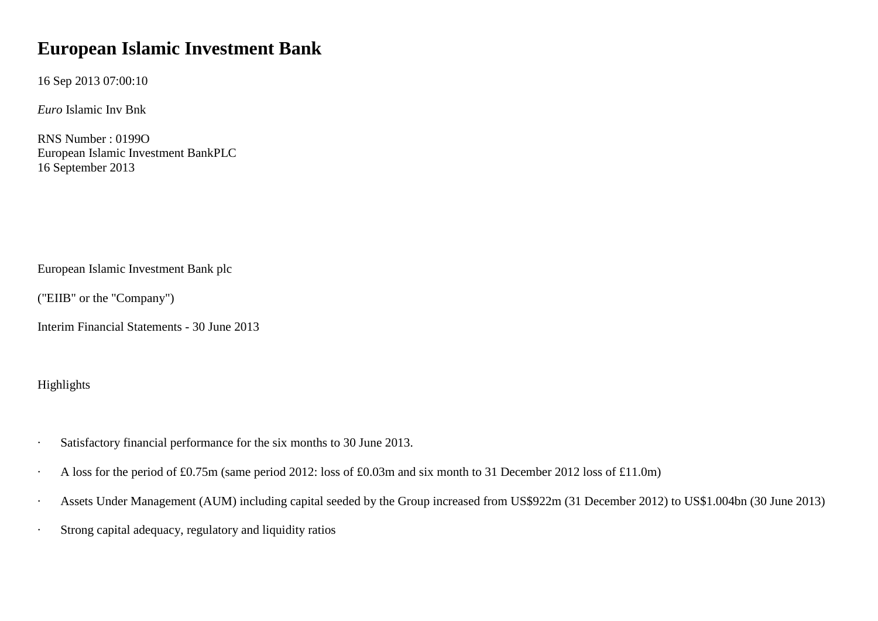# European Islamic Investment Bank

16 Sep 2013 07:00:10

*Euro* Islamic Inv Bnk

RNS Number : 0199O
European Islamic Investment BankPLC
16 September 2013

European Islamic Investment Bank plc

("EIIB" or the "Company")

Interim Financial Statements - 30 June 2013

Highlights

- Satisfactory financial performance for the six months to 30 June 2013.
- A loss for the period of £0.75m (same period 2012: loss of £0.03m and six month to 31 December 2012 loss of £11.0m)
- Assets Under Management (AUM) including capital seeded by the Group increased from US$922m (31 December 2012) to US$1.004bn (30 June 2013)
- Strong capital adequacy, regulatory and liquidity ratios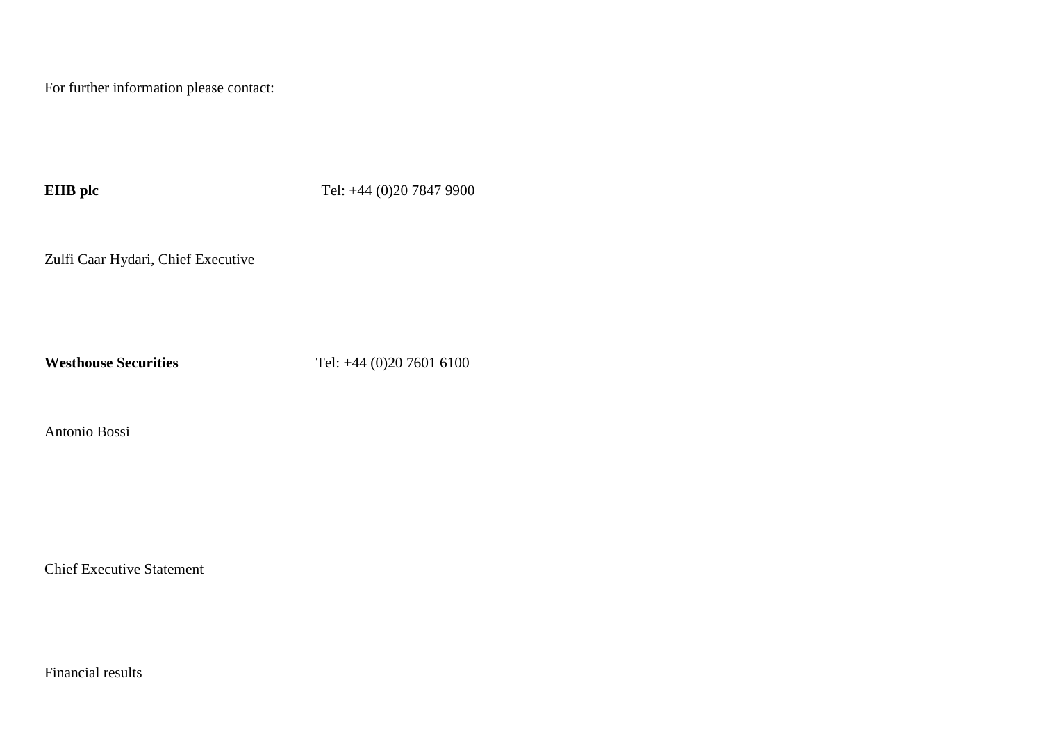For further information please contact:

**EIIB plc** Tel: +44 (0)20 7847 9900

Zulfi Caar Hydari, Chief Executive

**Westhouse Securities** Tel: +44 (0)20 7601 6100

Antonio Bossi

Chief Executive Statement

Financial results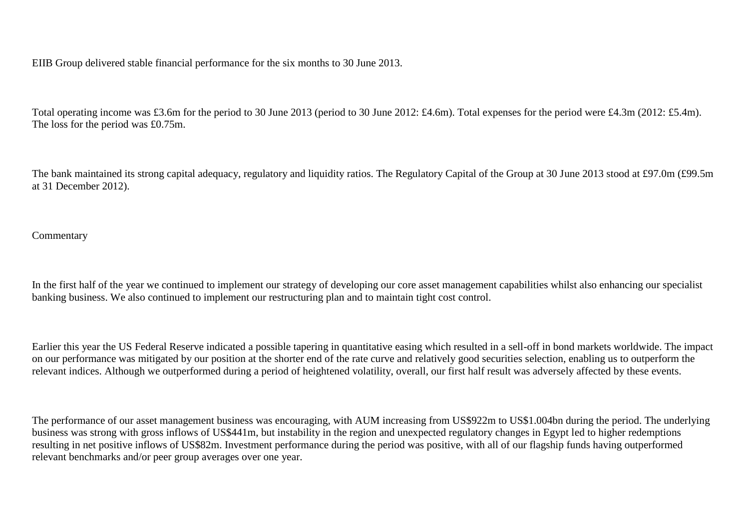EIIB Group delivered stable financial performance for the six months to 30 June 2013.

Total operating income was £3.6m for the period to 30 June 2013 (period to 30 June 2012: £4.6m). Total expenses for the period were £4.3m (2012: £5.4m). The loss for the period was £0.75m.

The bank maintained its strong capital adequacy, regulatory and liquidity ratios. The Regulatory Capital of the Group at 30 June 2013 stood at £97.0m (£99.5m at 31 December 2012).

## Commentary

In the first half of the year we continued to implement our strategy of developing our core asset management capabilities whilst also enhancing our specialist banking business. We also continued to implement our restructuring plan and to maintain tight cost control.

Earlier this year the US Federal Reserve indicated a possible tapering in quantitative easing which resulted in a sell-off in bond markets worldwide. The impact on our performance was mitigated by our position at the shorter end of the rate curve and relatively good securities selection, enabling us to outperform the relevant indices. Although we outperformed during a period of heightened volatility, overall, our first half result was adversely affected by these events.

The performance of our asset management business was encouraging, with AUM increasing from US$922m to US$1.004bn during the period. The underlying business was strong with gross inflows of US$441m, but instability in the region and unexpected regulatory changes in Egypt led to higher redemptions resulting in net positive inflows of US$82m. Investment performance during the period was positive, with all of our flagship funds having outperformed relevant benchmarks and/or peer group averages over one year.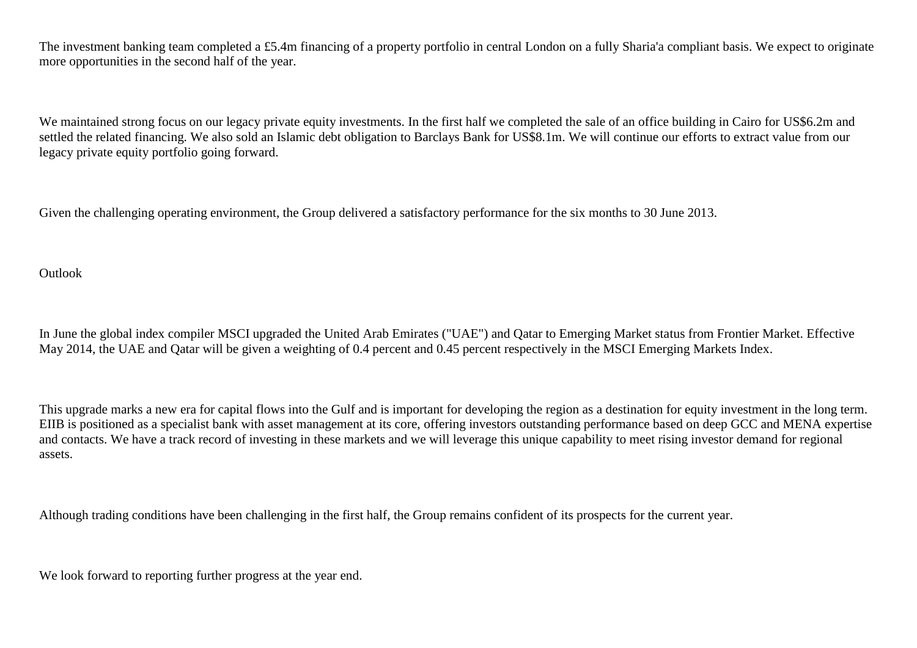The investment banking team completed a £5.4m financing of a property portfolio in central London on a fully Sharia'a compliant basis. We expect to originate more opportunities in the second half of the year.

We maintained strong focus on our legacy private equity investments. In the first half we completed the sale of an office building in Cairo for US$6.2m and settled the related financing. We also sold an Islamic debt obligation to Barclays Bank for US$8.1m. We will continue our efforts to extract value from our legacy private equity portfolio going forward.

Given the challenging operating environment, the Group delivered a satisfactory performance for the six months to 30 June 2013.

## Outlook

In June the global index compiler MSCI upgraded the United Arab Emirates ("UAE") and Qatar to Emerging Market status from Frontier Market. Effective May 2014, the UAE and Qatar will be given a weighting of 0.4 percent and 0.45 percent respectively in the MSCI Emerging Markets Index.

This upgrade marks a new era for capital flows into the Gulf and is important for developing the region as a destination for equity investment in the long term. EIIB is positioned as a specialist bank with asset management at its core, offering investors outstanding performance based on deep GCC and MENA expertise and contacts. We have a track record of investing in these markets and we will leverage this unique capability to meet rising investor demand for regional assets.

Although trading conditions have been challenging in the first half, the Group remains confident of its prospects for the current year.

We look forward to reporting further progress at the year end.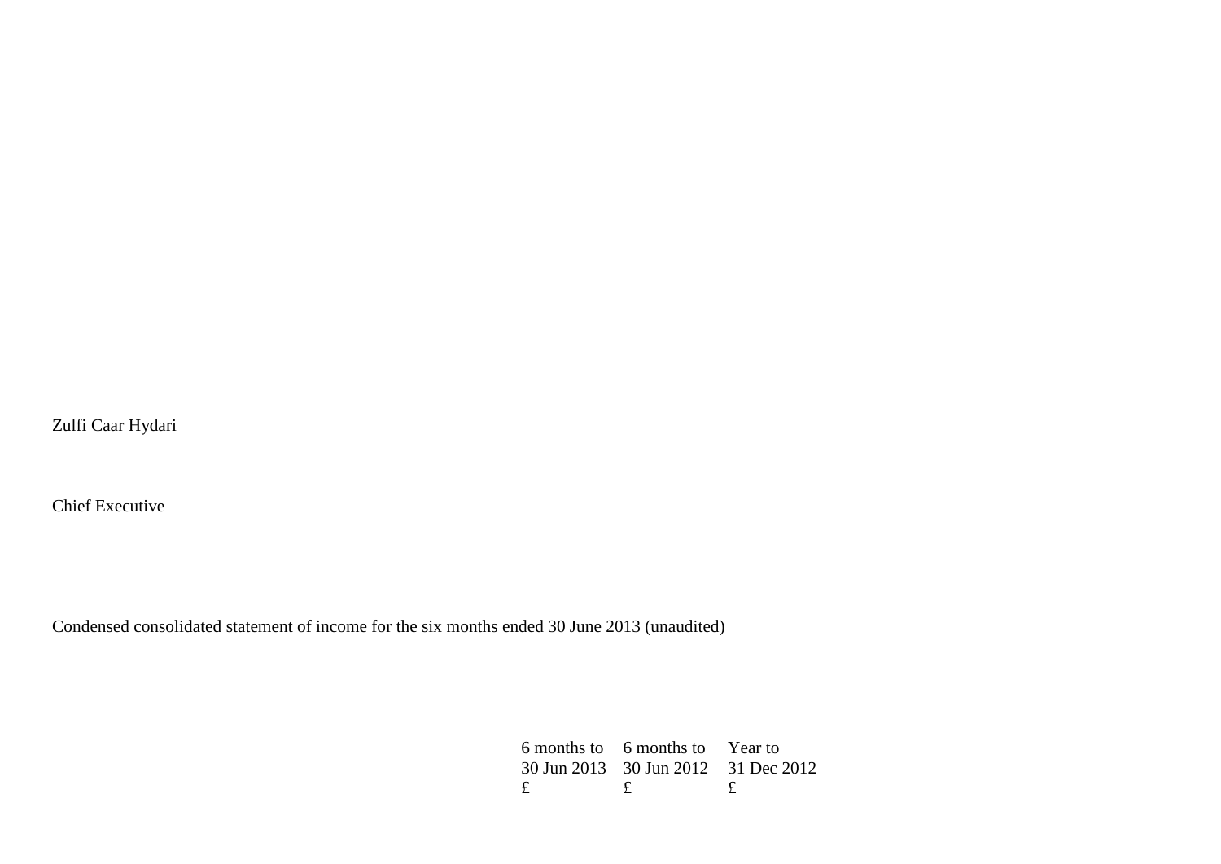Zulfi Caar Hydari

Chief Executive

Condensed consolidated statement of income for the six months ended 30 June 2013 (unaudited)

| | 6 months to 30 Jun 2013 £ | 6 months to 30 Jun 2012 £ | Year to 31 Dec 2012 £ |
|---|---|---|---|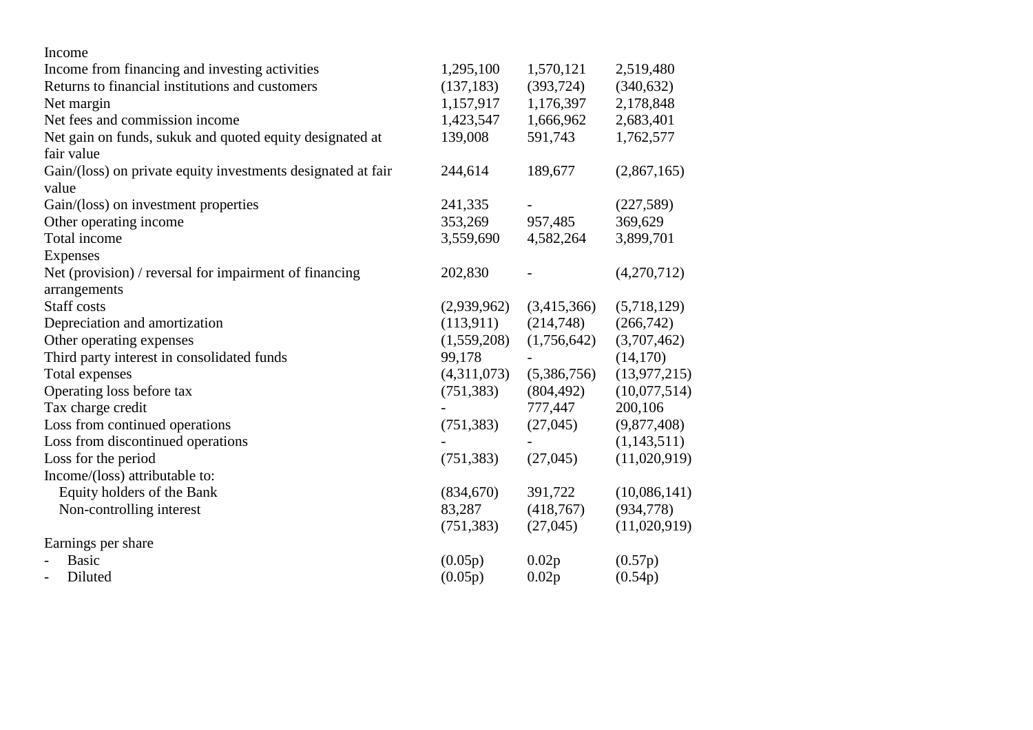| | | | |
|---|---|---|---|
| Income | | | |
| Income from financing and investing activities | 1,295,100 | 1,570,121 | 2,519,480 |
| Returns to financial institutions and customers | (137,183) | (393,724) | (340,632) |
| Net margin | 1,157,917 | 1,176,397 | 2,178,848 |
| Net fees and commission income | 1,423,547 | 1,666,962 | 2,683,401 |
| Net gain on funds, sukuk and quoted equity designated at fair value | 139,008 | 591,743 | 1,762,577 |
| Gain/(loss) on private equity investments designated at fair value | 244,614 | 189,677 | (2,867,165) |
| Gain/(loss) on investment properties | 241,335 | - | (227,589) |
| Other operating income | 353,269 | 957,485 | 369,629 |
| Total income | 3,559,690 | 4,582,264 | 3,899,701 |
| Expenses | | | |
| Net (provision) / reversal for impairment of financing arrangements | 202,830 | - | (4,270,712) |
| Staff costs | (2,939,962) | (3,415,366) | (5,718,129) |
| Depreciation and amortization | (113,911) | (214,748) | (266,742) |
| Other operating expenses | (1,559,208) | (1,756,642) | (3,707,462) |
| Third party interest in consolidated funds | 99,178 | - | (14,170) |
| Total expenses | (4,311,073) | (5,386,756) | (13,977,215) |
| Operating loss before tax | (751,383) | (804,492) | (10,077,514) |
| Tax charge credit | - | 777,447 | 200,106 |
| Loss from continued operations | (751,383) | (27,045) | (9,877,408) |
| Loss from discontinued operations | - | - | (1,143,511) |
| Loss for the period | (751,383) | (27,045) | (11,020,919) |
| Income/(loss) attributable to: | | | |
| Equity holders of the Bank | (834,670) | 391,722 | (10,086,141) |
| Non-controlling interest | 83,287 | (418,767) | (934,778) |
| | (751,383) | (27,045) | (11,020,919) |
| Earnings per share | | | |
| - Basic | (0.05p) | 0.02p | (0.57p) |
| - Diluted | (0.05p) | 0.02p | (0.54p) |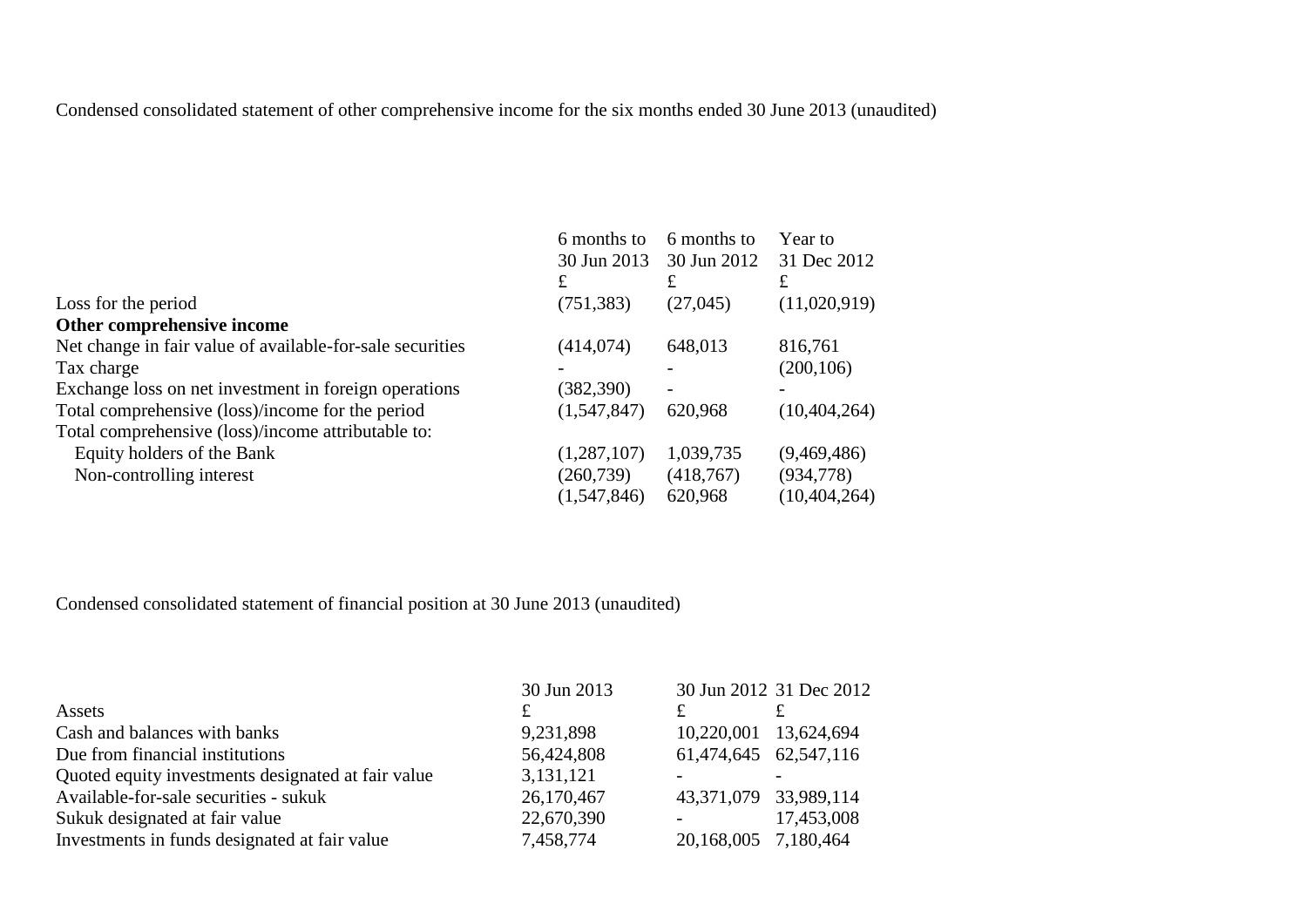Condensed consolidated statement of other comprehensive income for the six months ended 30 June 2013 (unaudited)

| | 6 months to 30 Jun 2013 £ | 6 months to 30 Jun 2012 £ | Year to 31 Dec 2012 £ |
|---|---|---|---|
| Loss for the period | (751,383) | (27,045) | (11,020,919) |
| **Other comprehensive income** | | | |
| Net change in fair value of available-for-sale securities | (414,074) | 648,013 | 816,761 |
| Tax charge | - | - | (200,106) |
| Exchange loss on net investment in foreign operations | (382,390) | - | - |
| Total comprehensive (loss)/income for the period | (1,547,847) | 620,968 | (10,404,264) |
| Total comprehensive (loss)/income attributable to: | | | |
| Equity holders of the Bank | (1,287,107) | 1,039,735 | (9,469,486) |
| Non-controlling interest | (260,739) | (418,767) | (934,778) |
| | (1,547,846) | 620,968 | (10,404,264) |

Condensed consolidated statement of financial position at 30 June 2013 (unaudited)

| Assets | 30 Jun 2013 £ | 30 Jun 2012 £ | 31 Dec 2012 £ |
|---|---|---|---|
| Cash and balances with banks | 9,231,898 | 10,220,001 | 13,624,694 |
| Due from financial institutions | 56,424,808 | 61,474,645 | 62,547,116 |
| Quoted equity investments designated at fair value | 3,131,121 | - | - |
| Available-for-sale securities - sukuk | 26,170,467 | 43,371,079 | 33,989,114 |
| Sukuk designated at fair value | 22,670,390 | - | 17,453,008 |
| Investments in funds designated at fair value | 7,458,774 | 20,168,005 | 7,180,464 |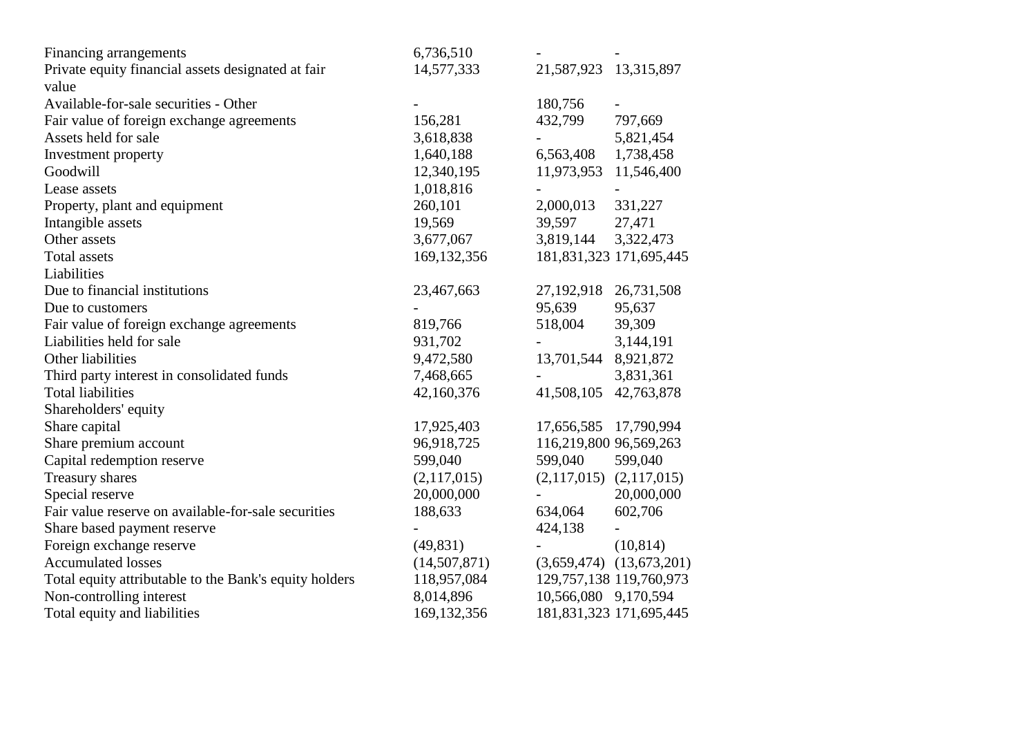| | | | |
|---|---|---|---|
| Financing arrangements | 6,736,510 | - | - |
| Private equity financial assets designated at fair value | 14,577,333 | 21,587,923 | 13,315,897 |
| Available-for-sale securities - Other | - | 180,756 | - |
| Fair value of foreign exchange agreements | 156,281 | 432,799 | 797,669 |
| Assets held for sale | 3,618,838 | - | 5,821,454 |
| Investment property | 1,640,188 | 6,563,408 | 1,738,458 |
| Goodwill | 12,340,195 | 11,973,953 | 11,546,400 |
| Lease assets | 1,018,816 | - | - |
| Property, plant and equipment | 260,101 | 2,000,013 | 331,227 |
| Intangible assets | 19,569 | 39,597 | 27,471 |
| Other assets | 3,677,067 | 3,819,144 | 3,322,473 |
| Total assets | 169,132,356 | 181,831,323 | 171,695,445 |
| Liabilities | | | |
| Due to financial institutions | 23,467,663 | 27,192,918 | 26,731,508 |
| Due to customers | - | 95,639 | 95,637 |
| Fair value of foreign exchange agreements | 819,766 | 518,004 | 39,309 |
| Liabilities held for sale | 931,702 | - | 3,144,191 |
| Other liabilities | 9,472,580 | 13,701,544 | 8,921,872 |
| Third party interest in consolidated funds | 7,468,665 | - | 3,831,361 |
| Total liabilities | 42,160,376 | 41,508,105 | 42,763,878 |
| Shareholders' equity | | | |
| Share capital | 17,925,403 | 17,656,585 | 17,790,994 |
| Share premium account | 96,918,725 | 116,219,800 | 96,569,263 |
| Capital redemption reserve | 599,040 | 599,040 | 599,040 |
| Treasury shares | (2,117,015) | (2,117,015) | (2,117,015) |
| Special reserve | 20,000,000 | - | 20,000,000 |
| Fair value reserve on available-for-sale securities | 188,633 | 634,064 | 602,706 |
| Share based payment reserve | - | 424,138 | - |
| Foreign exchange reserve | (49,831) | - | (10,814) |
| Accumulated losses | (14,507,871) | (3,659,474) | (13,673,201) |
| Total equity attributable to the Bank's equity holders | 118,957,084 | 129,757,138 | 119,760,973 |
| Non-controlling interest | 8,014,896 | 10,566,080 | 9,170,594 |
| Total equity and liabilities | 169,132,356 | 181,831,323 | 171,695,445 |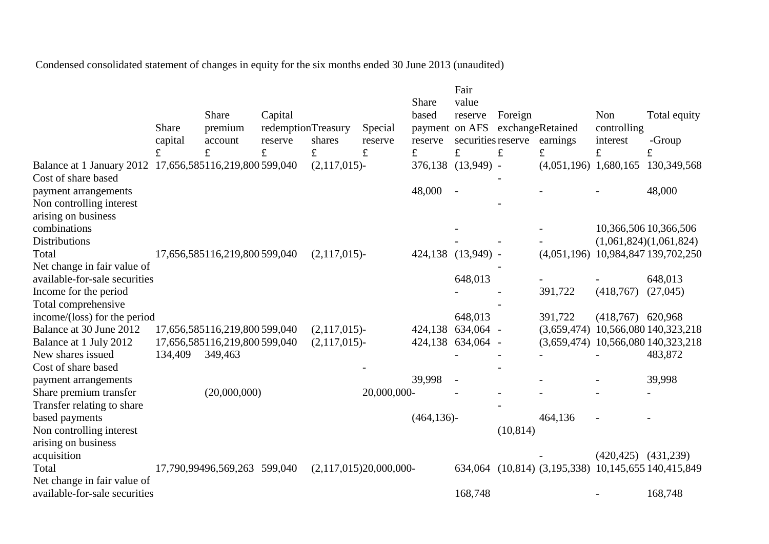Condensed consolidated statement of changes in equity for the six months ended 30 June 2013 (unaudited)

| | Share capital | Share premium account | Capital redemption reserve | Treasury shares | Special reserve | Share based payment reserve | Fair value reserve on AFS securities | Foreign exchange reserve | Retained earnings | Non controlling interest | Total equity -Group |
|---|---|---|---|---|---|---|---|---|---|---|---|
| | £ | £ | £ | £ | £ | £ | £ | £ | £ | £ | £ |
| Balance at 1 January 2012 | 17,656,585 | 116,219,800 | 599,040 | (2,117,015) | - | 376,138 | (13,949) | - | (4,051,196) | 1,680,165 | 130,349,568 |
| Cost of share based payment arrangements | | | | | | 48,000 | - | - | - | - | 48,000 |
| Non controlling interest arising on business combinations | | | | | | | - | - | - | 10,366,506 | 10,366,506 |
| Distributions | | | | | | | - | - | - | (1,061,824) | (1,061,824) |
| Total | 17,656,585 | 116,219,800 | 599,040 | (2,117,015) | - | 424,138 | (13,949) | - | (4,051,196) | 10,984,847 | 139,702,250 |
| Net change in fair value of available-for-sale securities | | | | | | | 648,013 | - | - | - | 648,013 |
| Income for the period | | | | | | | - | - | 391,722 | (418,767) | (27,045) |
| Total comprehensive income/(loss) for the period | | | | | | | 648,013 | - | 391,722 | (418,767) | 620,968 |
| Balance at 30 June 2012 | 17,656,585 | 116,219,800 | 599,040 | (2,117,015) | - | 424,138 | 634,064 | - | (3,659,474) | 10,566,080 | 140,323,218 |
| Balance at 1 July 2012 | 17,656,585 | 116,219,800 | 599,040 | (2,117,015) | - | 424,138 | 634,064 | - | (3,659,474) | 10,566,080 | 140,323,218 |
| New shares issued | 134,409 | 349,463 | | | | | - | - | - | - | 483,872 |
| Cost of share based payment arrangements | | | | | - | 39,998 | - | - | - | - | 39,998 |
| Share premium transfer | | (20,000,000) | | | 20,000,000 | - | - | - | - | - | - |
| Transfer relating to share based payments | | | | | | (464,136) | - | - | 464,136 | - | - |
| Non controlling interest arising on business acquisition | | | | | | | | (10,814) | - | (420,425) | (431,239) |
| Total | 17,790,994 | 96,569,263 | 599,040 | (2,117,015) | 20,000,000 | - | 634,064 | (10,814) | (3,195,338) | 10,145,655 | 140,415,849 |
| Net change in fair value of available-for-sale securities | | | | | | | 168,748 | | | - | 168,748 |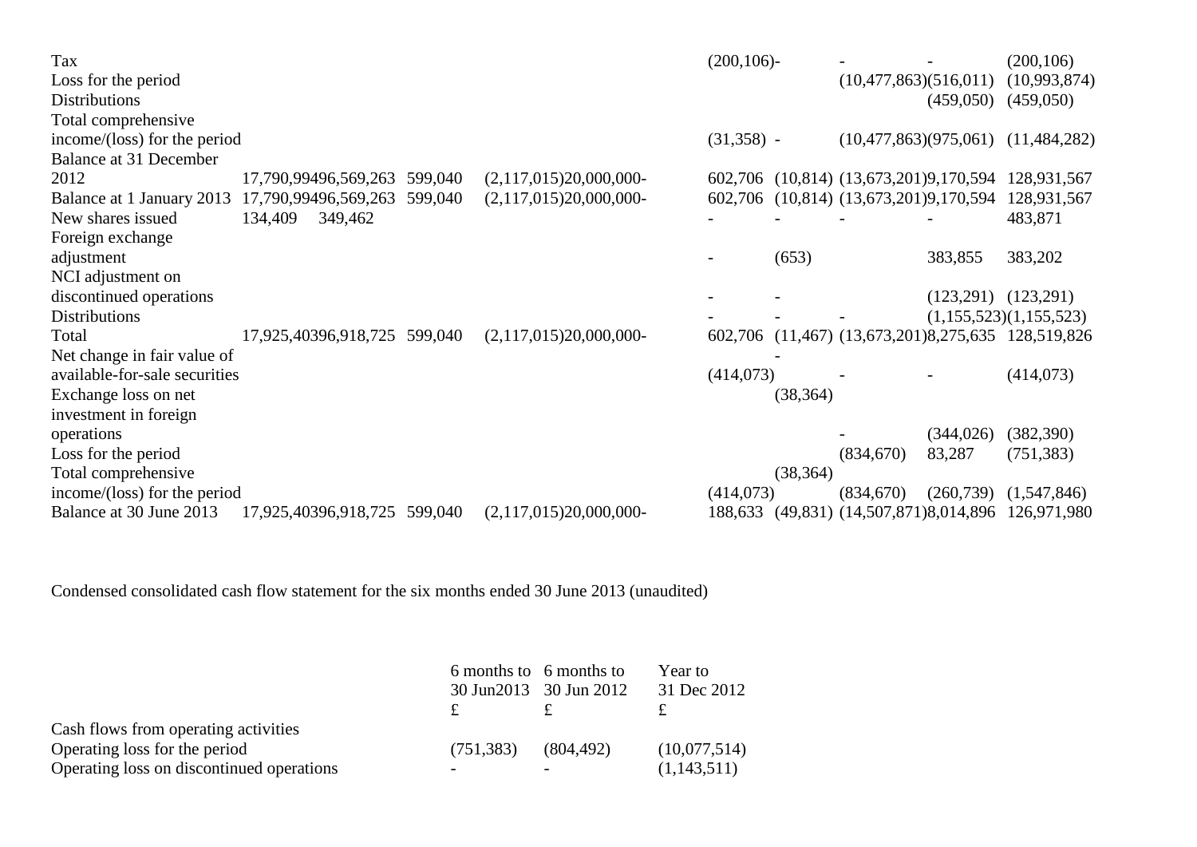| | | | | | | | | | | | |
|---|---|---|---|---|---|---|---|---|---|---|---|
| Tax | | | | | | | (200,106) | - | - | - | (200,106) |
| Loss for the period | | | | | | | | | (10,477,863) | (516,011) | (10,993,874) |
| Distributions | | | | | | | | | | (459,050) | (459,050) |
| Total comprehensive income/(loss) for the period | | | | | | | (31,358) | - | (10,477,863) | (975,061) | (11,484,282) |
| Balance at 31 December 2012 | 17,790,994 | 96,569,263 | 599,040 | (2,117,015) | 20,000,000 | - | 602,706 | (10,814) | (13,673,201) | 9,170,594 | 128,931,567 |
| Balance at 1 January 2013 | 17,790,994 | 96,569,263 | 599,040 | (2,117,015) | 20,000,000 | - | 602,706 | (10,814) | (13,673,201) | 9,170,594 | 128,931,567 |
| New shares issued | 134,409 | 349,462 | | | | | - | - | - | - | 483,871 |
| Foreign exchange adjustment | | | | | | | - | (653) | | 383,855 | 383,202 |
| NCI adjustment on discontinued operations | | | | | | | - | - | | (123,291) | (123,291) |
| Distributions | | | | | | | - | - | - | (1,155,523) | (1,155,523) |
| Total | 17,925,403 | 96,918,725 | 599,040 | (2,117,015) | 20,000,000 | - | 602,706 | (11,467) | (13,673,201) | 8,275,635 | 128,519,826 |
| Net change in fair value of available-for-sale securities | | | | | | | (414,073) | - | - | - | (414,073) |
| Exchange loss on net investment in foreign operations | | | | | | | | (38,364) | - | (344,026) | (382,390) |
| Loss for the period | | | | | | | | | (834,670) | 83,287 | (751,383) |
| Total comprehensive income/(loss) for the period | | | | | | | (414,073) | (38,364) | (834,670) | (260,739) | (1,547,846) |
| Balance at 30 June 2013 | 17,925,403 | 96,918,725 | 599,040 | (2,117,015) | 20,000,000 | - | 188,633 | (49,831) | (14,507,871) | 8,014,896 | 126,971,980 |

Condensed consolidated cash flow statement for the six months ended 30 June 2013 (unaudited)

| | 6 months to 30 Jun2013 | 6 months to 30 Jun 2012 | Year to 31 Dec 2012 |
|---|---|---|---|
| | £ | £ | £ |
| Cash flows from operating activities | | | |
| Operating loss for the period | (751,383) | (804,492) | (10,077,514) |
| Operating loss on discontinued operations | - | - | (1,143,511) |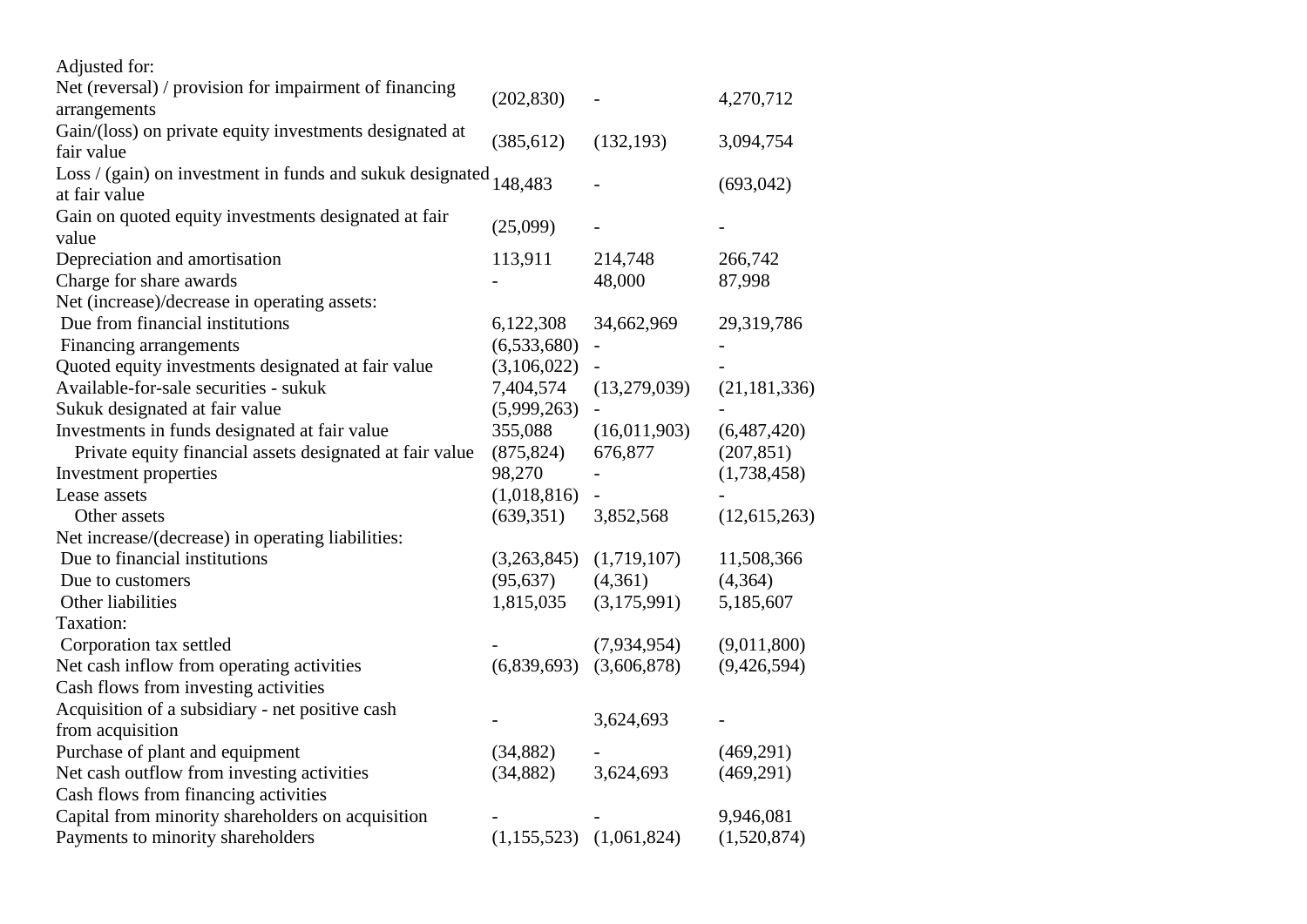| | | | |
|---|---|---|---|
| Adjusted for: | | | |
| Net (reversal) / provision for impairment of financing arrangements | (202,830) | - | 4,270,712 |
| Gain/(loss) on private equity investments designated at fair value | (385,612) | (132,193) | 3,094,754 |
| Loss / (gain) on investment in funds and sukuk designated at fair value | 148,483 | - | (693,042) |
| Gain on quoted equity investments designated at fair value | (25,099) | - | - |
| Depreciation and amortisation | 113,911 | 214,748 | 266,742 |
| Charge for share awards | - | 48,000 | 87,998 |
| Net (increase)/decrease in operating assets: | | | |
| Due from financial institutions | 6,122,308 | 34,662,969 | 29,319,786 |
| Financing arrangements | (6,533,680) | - | - |
| Quoted equity investments designated at fair value | (3,106,022) | - | - |
| Available-for-sale securities - sukuk | 7,404,574 | (13,279,039) | (21,181,336) |
| Sukuk designated at fair value | (5,999,263) | - | - |
| Investments in funds designated at fair value | 355,088 | (16,011,903) | (6,487,420) |
| Private equity financial assets designated at fair value | (875,824) | 676,877 | (207,851) |
| Investment properties | 98,270 | - | (1,738,458) |
| Lease assets | (1,018,816) | - | - |
| Other assets | (639,351) | 3,852,568 | (12,615,263) |
| Net increase/(decrease) in operating liabilities: | | | |
| Due to financial institutions | (3,263,845) | (1,719,107) | 11,508,366 |
| Due to customers | (95,637) | (4,361) | (4,364) |
| Other liabilities | 1,815,035 | (3,175,991) | 5,185,607 |
| Taxation: | | | |
| Corporation tax settled | - | (7,934,954) | (9,011,800) |
| Net cash inflow from operating activities | (6,839,693) | (3,606,878) | (9,426,594) |
| Cash flows from investing activities | | | |
| Acquisition of a subsidiary - net positive cash from acquisition | - | 3,624,693 | - |
| Purchase of plant and equipment | (34,882) | - | (469,291) |
| Net cash outflow from investing activities | (34,882) | 3,624,693 | (469,291) |
| Cash flows from financing activities | | | |
| Capital from minority shareholders on acquisition | - | - | 9,946,081 |
| Payments to minority shareholders | (1,155,523) | (1,061,824) | (1,520,874) |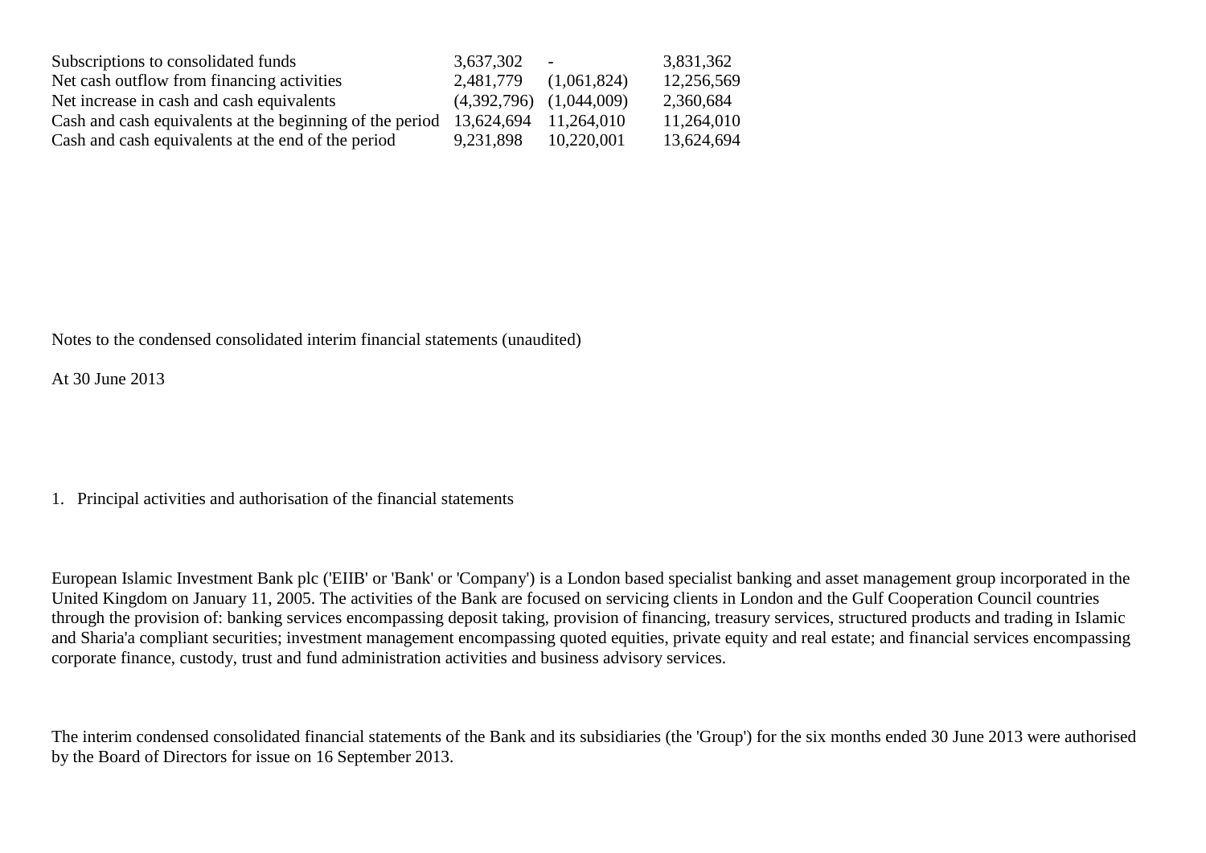| | | | |
|---|---|---|---|
| Subscriptions to consolidated funds | 3,637,302 | - | 3,831,362 |
| Net cash outflow from financing activities | 2,481,779 | (1,061,824) | 12,256,569 |
| Net increase in cash and cash equivalents | (4,392,796) | (1,044,009) | 2,360,684 |
| Cash and cash equivalents at the beginning of the period | 13,624,694 | 11,264,010 | 11,264,010 |
| Cash and cash equivalents at the end of the period | 9,231,898 | 10,220,001 | 13,624,694 |

Notes to the condensed consolidated interim financial statements (unaudited)

At 30 June 2013

1. Principal activities and authorisation of the financial statements

European Islamic Investment Bank plc ('EIIB' or 'Bank' or 'Company') is a London based specialist banking and asset management group incorporated in the United Kingdom on January 11, 2005. The activities of the Bank are focused on servicing clients in London and the Gulf Cooperation Council countries through the provision of: banking services encompassing deposit taking, provision of financing, treasury services, structured products and trading in Islamic and Sharia'a compliant securities; investment management encompassing quoted equities, private equity and real estate; and financial services encompassing corporate finance, custody, trust and fund administration activities and business advisory services.

The interim condensed consolidated financial statements of the Bank and its subsidiaries (the 'Group') for the six months ended 30 June 2013 were authorised by the Board of Directors for issue on 16 September 2013.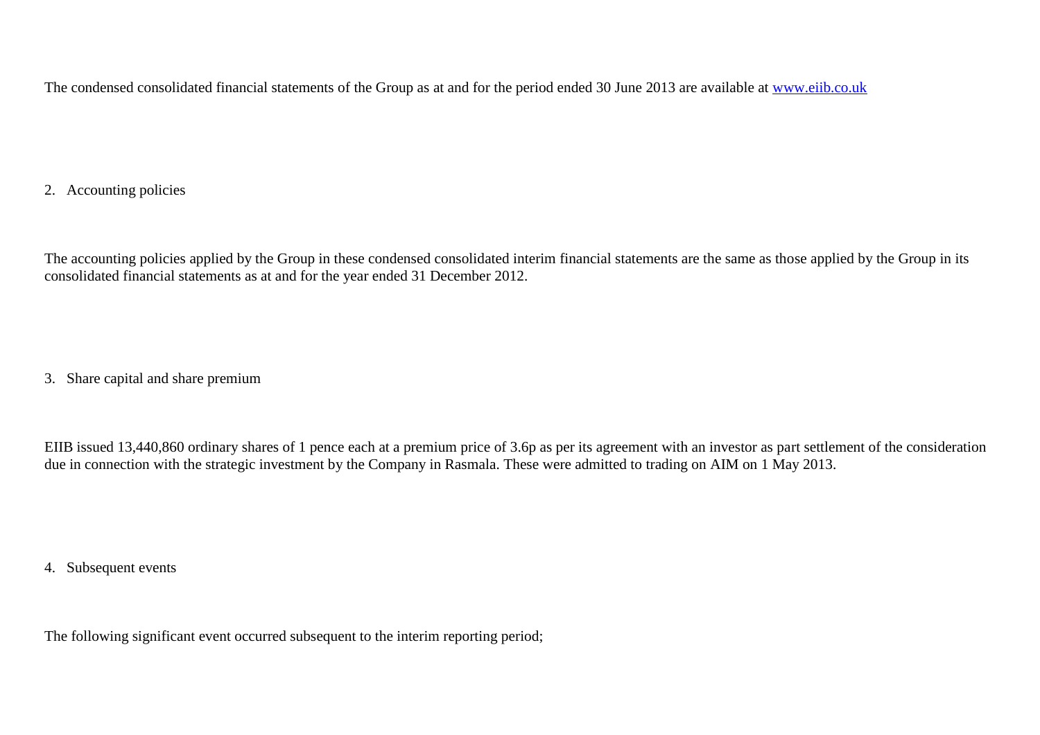The condensed consolidated financial statements of the Group as at and for the period ended 30 June 2013 are available at [www.eiib.co.uk](http://www.eiib.co.uk)

## 2. Accounting policies

The accounting policies applied by the Group in these condensed consolidated interim financial statements are the same as those applied by the Group in its consolidated financial statements as at and for the year ended 31 December 2012.

## 3. Share capital and share premium

EIIB issued 13,440,860 ordinary shares of 1 pence each at a premium price of 3.6p as per its agreement with an investor as part settlement of the consideration due in connection with the strategic investment by the Company in Rasmala. These were admitted to trading on AIM on 1 May 2013.

## 4. Subsequent events

The following significant event occurred subsequent to the interim reporting period;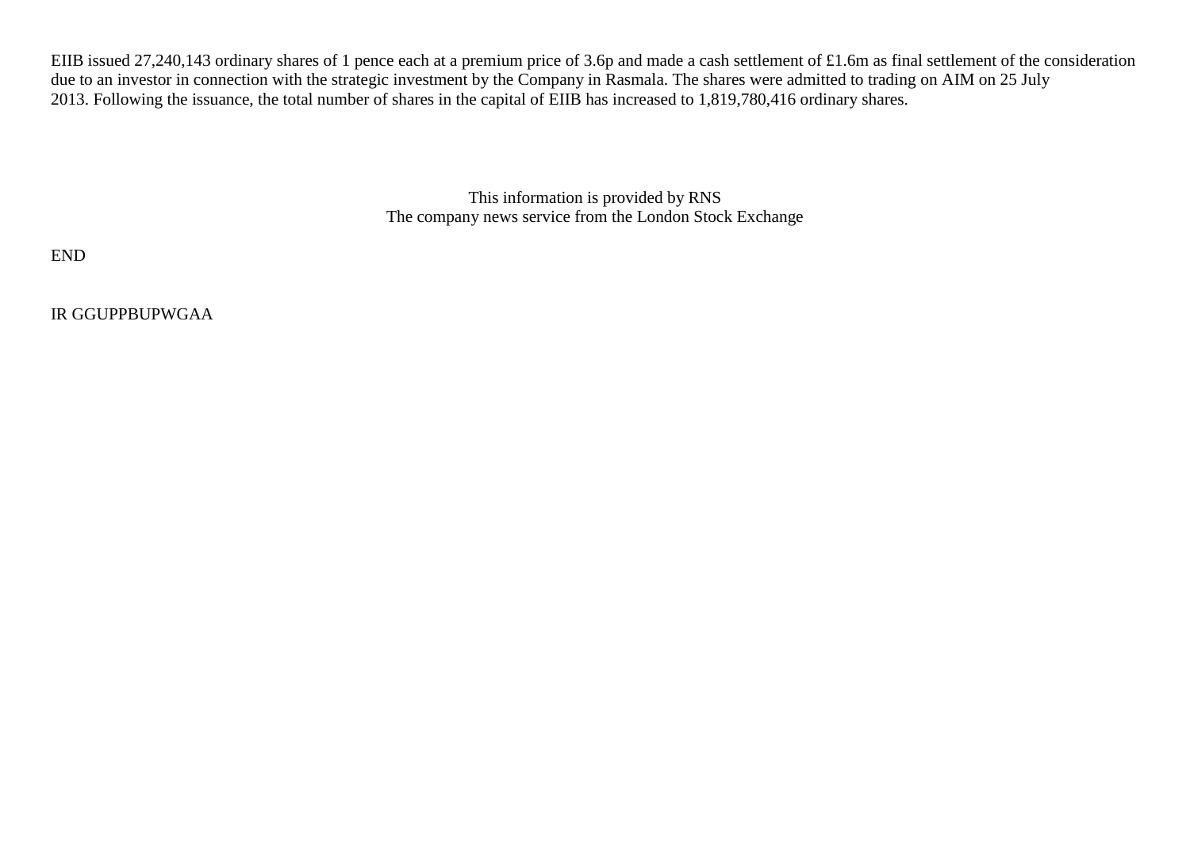EIIB issued 27,240,143 ordinary shares of 1 pence each at a premium price of 3.6p and made a cash settlement of £1.6m as final settlement of the consideration due to an investor in connection with the strategic investment by the Company in Rasmala. The shares were admitted to trading on AIM on 25 July 2013. Following the issuance, the total number of shares in the capital of EIIB has increased to 1,819,780,416 ordinary shares.

This information is provided by RNS
The company news service from the London Stock Exchange

END

IR GGUPPBUPWGAA